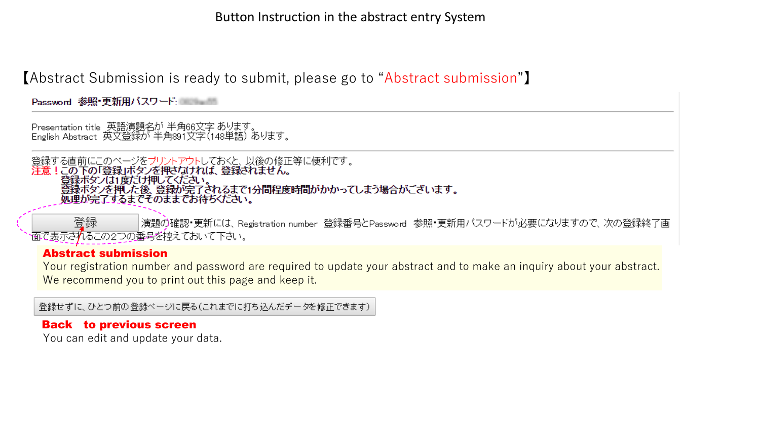# Button Instruction in the abstract entry System

【Abstract Submission is ready to submit, please go to “Abstract submission”】

Password 参照・更新用パスワード:

Presentation title 英語演題名が 半角66文字 あります。
English Abstract 英文登録が 半角891文字（148単語） あります。

登録する直前にこのページをプリントアウトしておくと、以後の修正等に便利です。

**注意！この下の「登録」ボタンを押さなければ、登録されません。**
**登録ボタンは1度だけ押してください。**
**登録ボタンを押した後、登録が完了されるまで1分間程度時間がかかってしまう場合がございます。**
**処理が完了するまでそのままでお待ちください。**

[登録] 演題の確認・更新には、Registration number 登録番号とPassword 参照・更新用パスワードが必要になりますので、次の登録終了画面で表示されるこの2つの番号を控えておいて下さい。

**Abstract submission**
Your registration number and password are required to update your abstract and to make an inquiry about your abstract.
We recommend you to print out this page and keep it.

[登録せずに、ひとつ前の登録ページに戻る（これまでに打ち込んだデータを修正できます）]

**Back to previous screen**
You can edit and update your data.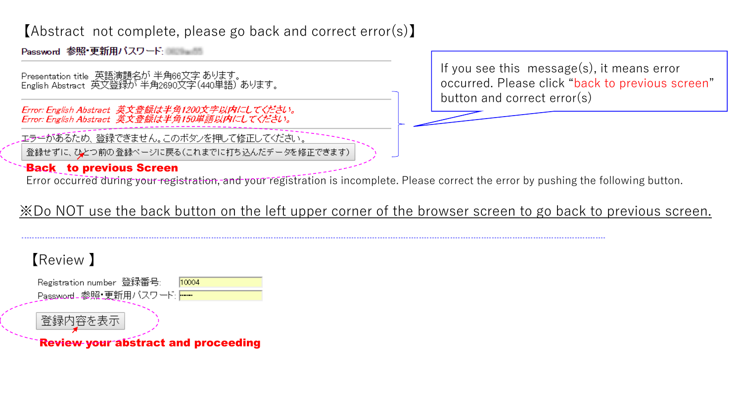【Abstract not complete, please go back and correct error(s)】

Password 参照･更新用パスワード:

Presentation title 英語演題名が 半角66文字 あります。
English Abstract 英文登録が 半角2690文字(440単語) あります。

*Error: English Abstract 英文登録は半角1200文字以内にしてください。*
*Error: English Abstract 英文登録は半角150単語以内にしてください。*

If you see this message(s), it means error occurred. Please click "back to previous screen" button and correct error(s)

エラーがあるため、登録できません。このボタンを押して修正してください。

登録せずに、ひとつ前の登録ページに戻る(これまでに打ち込んだデータを修正できます)

**Back to previous Screen**

Error occurred during your registration, and your registration is incomplete. Please correct the error by pushing the following button.

※Do NOT use the back button on the left upper corner of the browser screen to go back to previous screen.

---

【Review】

Registration number 登録番号: 10004
Password 参照･更新用パスワード: ------

登録内容を表示

**Review your abstract and proceeding**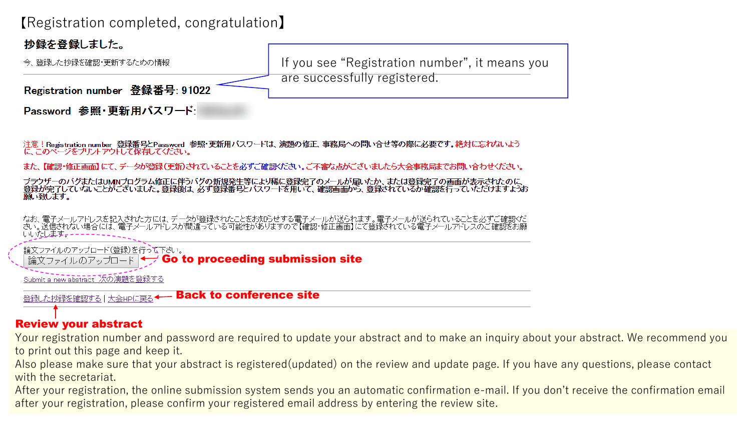【Registration completed, congratulation】

**抄録を登録しました。**

今、登録した抄録を確認･更新するための情報

**Registration number 登録番号: 91022**

**Password 参照･更新用パスワード:**

If you see "Registration number", it means you are successfully registered.

注意！Registration number 登録番号とPassword 参照･更新用パスワードは、演題の修正、事務局への問い合せ等の際に必要です。絶対に忘れないように、このページをプリントアウトして保存してください。

また、【確認･修正画面】にて、データが登録(更新)されていることを必ずご確認ください。ご不審な点がございましたら大会事務局までお問い合わせください。

ブラウザーのバグまたはUMINプログラム修正に伴うバグの新規発生等により稀に登録完了のメールが届いたか、または登録完了の画面が表示されたのに、登録が完了していないことがございました。登録後は、必ず登録番号とパスワードを用いて、確認画面から、登録されているか確認を行っていただけますようお願い致します。

なお、電子メールアドレスを記入された方には、データが登録されたことをお知らせする電子メールが送られます。電子メールが送られていることを必ずご確認ください。送信されない場合には、電子メールアドレスが間違っている可能性がありますので【確認･修正画面】にて登録されている電子メールアドレスのご確認をお願いいたします。

論文ファイルのアップロード(登録)を行って下さい。

[論文ファイルのアップロード] ← **Go to proceeding submission site**

Submit a new abstract 次の演題を登録する

登録した抄録を確認する | 大会HPに戻る ← **Back to conference site**

**Review your abstract**

Your registration number and password are required to update your abstract and to make an inquiry about your abstract. We recommend you to print out this page and keep it.

Also please make sure that your abstract is registered(updated) on the review and update page. If you have any questions, please contact with the secretariat.

After your registration, the online submission system sends you an automatic confirmation e-mail. If you don't receive the confirmation email after your registration, please confirm your registered email address by entering the review site.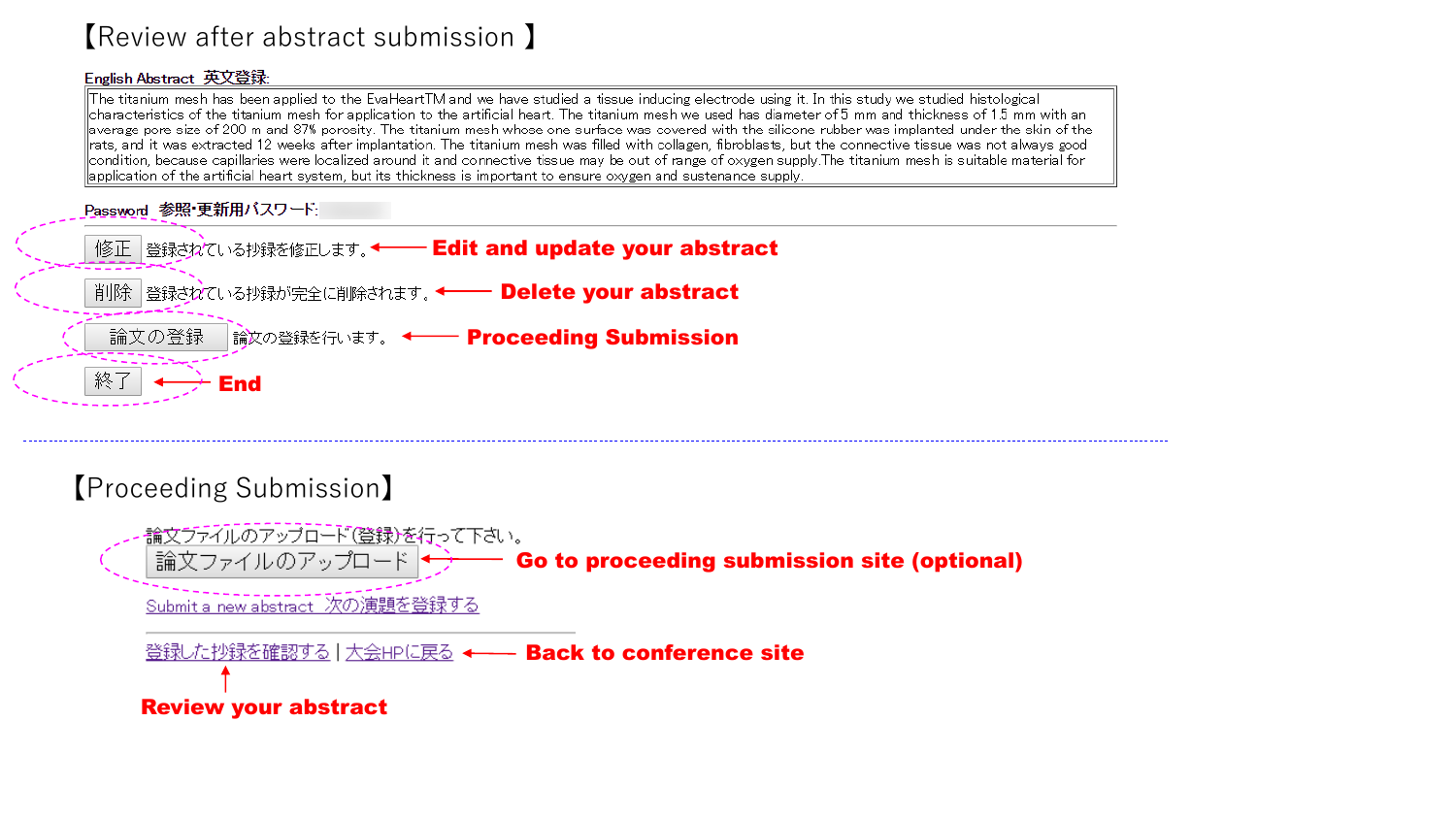## 【Review after abstract submission 】

**English Abstract 英文登録:**

The titanium mesh has been applied to the EvaHeartTM and we have studied a tissue inducing electrode using it. In this study we studied histological characteristics of the titanium mesh for application to the artificial heart. The titanium mesh we used has diameter of 5 mm and thickness of 1.5 mm with an average pore size of 200 m and 87% porosity. The titanium mesh whose one surface was covered with the silicone rubber was implanted under the skin of the rats, and it was extracted 12 weeks after implantation. The titanium mesh was filled with collagen, fibroblasts, but the connective tissue was not always good condition, because capillaries were localized around it and connective tissue may be out of range of oxygen supply.The titanium mesh is suitable material for application of the artificial heart system, but its thickness is important to ensure oxygen and sustenance supply.

**Password 参照・更新用パスワード:**

- [修正] 登録されている抄録を修正します。 ← **Edit and update your abstract**
- [削除] 登録されている抄録が完全に削除されます。 ← **Delete your abstract**
- [論文の登録] 論文の登録を行います。 ← **Proceeding Submission**
- [終了] ← **End**

---

## 【Proceeding Submission】

論文ファイルのアップロード(登録)を行って下さい。

[論文ファイルのアップロード] ← **Go to proceeding submission site (optional)**

Submit a new abstract 次の演題を登録する

登録した抄録を確認する | 大会HPに戻る ← **Back to conference site**

↑ **Review your abstract**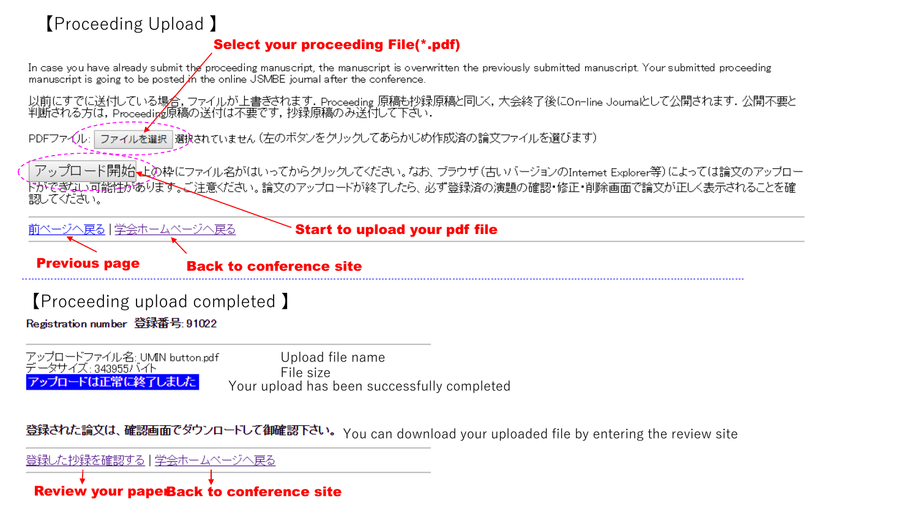# 【Proceeding Upload 】

**Select your proceeding File(*.pdf)**

In case you have already submit the proceeding manuscript, the manuscript is overwritten the previously submitted manuscript. Your submitted proceeding manuscript is going to be posted in the online JSMBE journal after the conference.

以前にすでに送付している場合，ファイルが上書きされます．Proceeding 原稿も抄録原稿と同じく，大会終了後にOn-line Journalとして公開されます．公開不要と判断される方は，Proceeding原稿の送付は不要です，抄録原稿のみ送付して下さい．

PDFファイル: ファイルを選択 選択されていません（左のボタンをクリックしてあらかじめ作成済の論文ファイルを選びます）

アップロード開始 上の枠にファイル名がはいってからクリックしてください。なお、ブラウザ（古いバージョンのInternet Explorer等）によっては論文のアップロードができない可能性があります。ご注意ください。論文のアップロードが終了したら、必ず登録済の演題の確認・修正・削除画面で論文が正しく表示されることを確認してください。

**Start to upload your pdf file**

前ページへ戻る | 学会ホームページへ戻る

**Previous page** **Back to conference site**

---

# 【Proceeding upload completed 】

Registration number 登録番号: 91022

アップロードファイル名: UMIN button.pdf — Upload file name

データサイズ: 343955バイト — File size

アップロードは正常に終了しました — Your upload has been successfully completed

登録された論文は、確認画面でダウンロードして御確認下さい。 You can download your uploaded file by entering the review site

登録した抄録を確認する | 学会ホームページへ戻る

**Review your paper** **Back to conference site**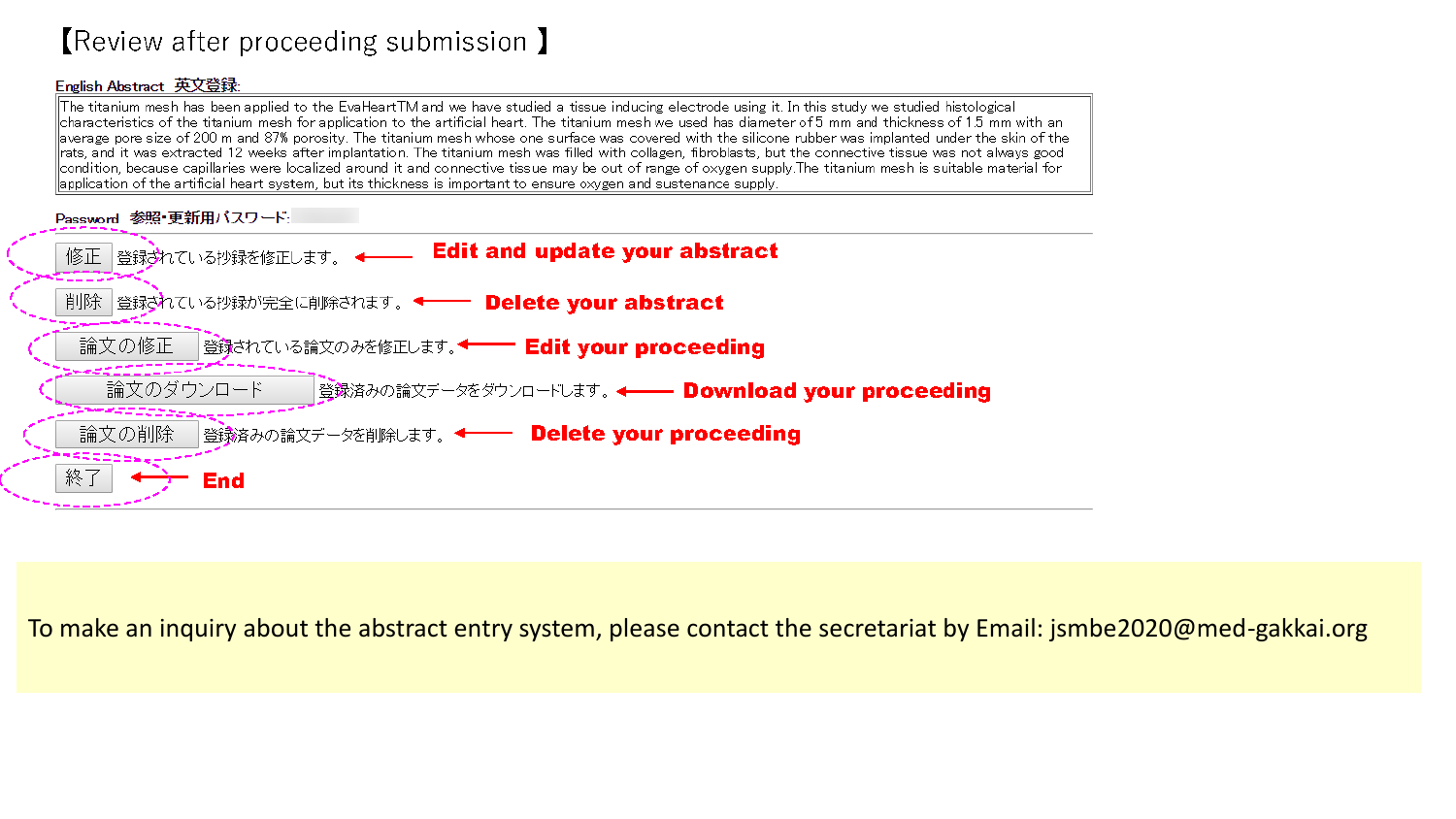# 【Review after proceeding submission 】

English Abstract 英文登録:

The titanium mesh has been applied to the EvaHeartTM and we have studied a tissue inducing electrode using it. In this study we studied histological characteristics of the titanium mesh for application to the artificial heart. The titanium mesh we used has diameter of 5 mm and thickness of 1.5 mm with an average pore size of 200 m and 87% porosity. The titanium mesh whose one surface was covered with the silicone rubber was implanted under the skin of the rats, and it was extracted 12 weeks after implantation. The titanium mesh was filled with collagen, fibroblasts, but the connective tissue was not always good condition, because capillaries were localized around it and connective tissue may be out of range of oxygen supply.The titanium mesh is suitable material for application of the artificial heart system, but its thickness is important to ensure oxygen and sustenance supply.

Password 参照･更新用パスワード:

- 修正 登録されている抄録を修正します。 ← **Edit and update your abstract**
- 削除 登録されている抄録が完全に削除されます。 ← **Delete your abstract**
- 論文の修正 登録されている論文のみを修正します。 ← **Edit your proceeding**
- 論文のダウンロード 登録済みの論文データをダウンロードします。 ← **Download your proceeding**
- 論文の削除 登録済みの論文データを削除します。 ← **Delete your proceeding**
- 終了 ← **End**

To make an inquiry about the abstract entry system, please contact the secretariat by Email: jsmbe2020@med-gakkai.org